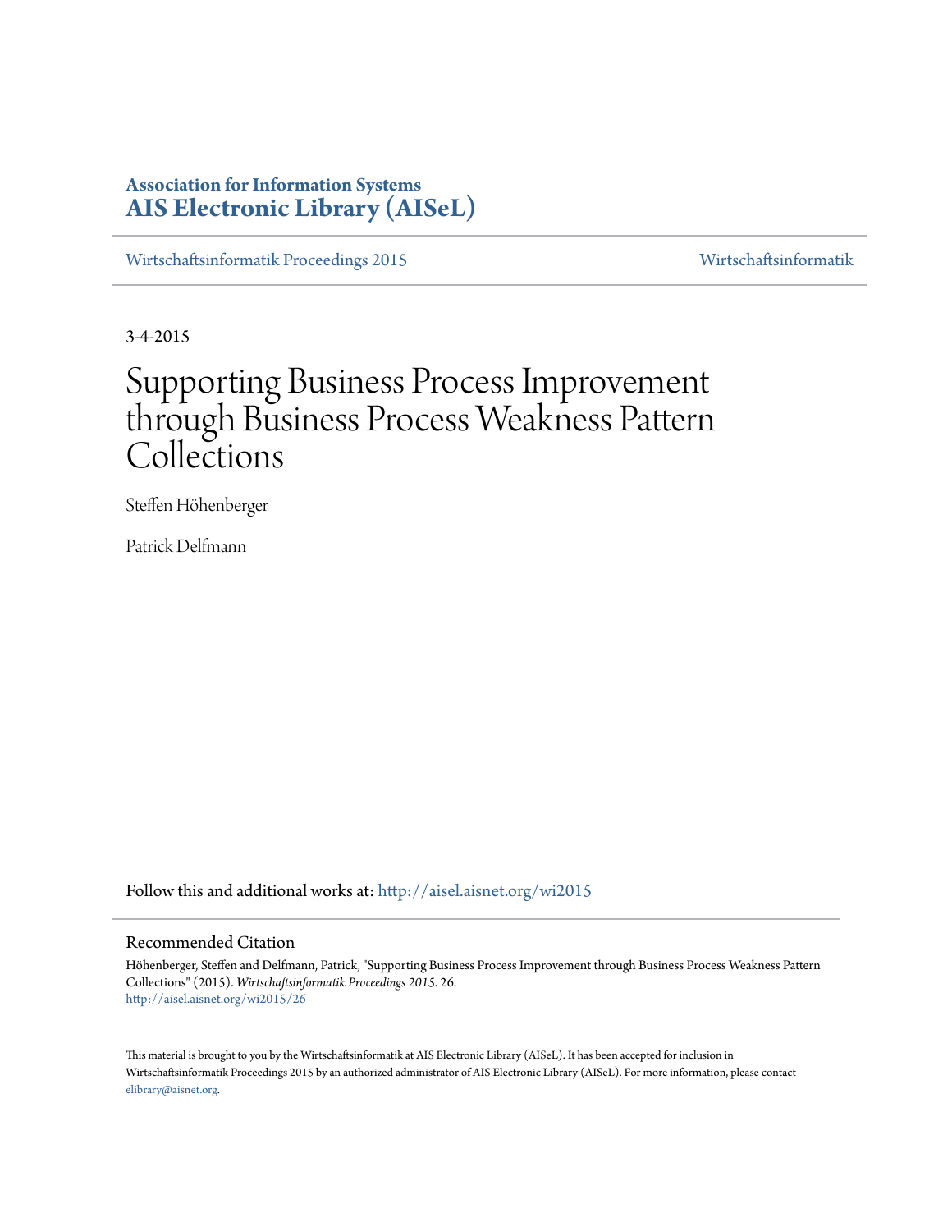**Association for Information Systems**
**AIS Electronic Library (AISeL)**

Wirtschaftsinformatik Proceedings 2015 | Wirtschaftsinformatik

3-4-2015

# Supporting Business Process Improvement through Business Process Weakness Pattern Collections

Steffen Höhenberger

Patrick Delfmann

Follow this and additional works at: http://aisel.aisnet.org/wi2015

## Recommended Citation

Höhenberger, Steffen and Delfmann, Patrick, "Supporting Business Process Improvement through Business Process Weakness Pattern Collections" (2015). *Wirtschaftsinformatik Proceedings 2015*. 26.
http://aisel.aisnet.org/wi2015/26

This material is brought to you by the Wirtschaftsinformatik at AIS Electronic Library (AISeL). It has been accepted for inclusion in Wirtschaftsinformatik Proceedings 2015 by an authorized administrator of AIS Electronic Library (AISeL). For more information, please contact elibrary@aisnet.org.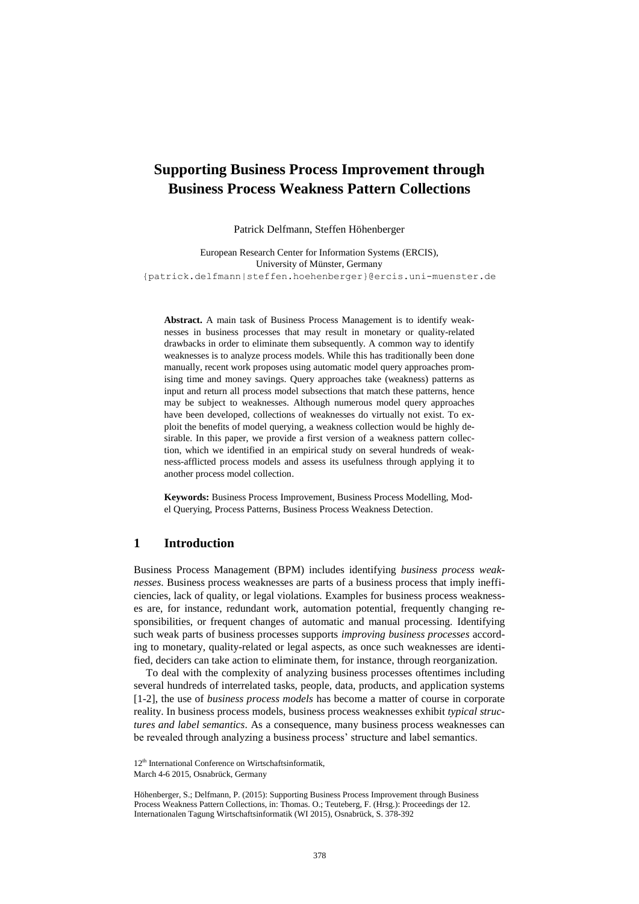# Supporting Business Process Improvement through Business Process Weakness Pattern Collections

Patrick Delfmann, Steffen Höhenberger

European Research Center for Information Systems (ERCIS),
University of Münster, Germany
{patrick.delfmann|steffen.hoehenberger}@ercis.uni-muenster.de

**Abstract.** A main task of Business Process Management is to identify weaknesses in business processes that may result in monetary or quality-related drawbacks in order to eliminate them subsequently. A common way to identify weaknesses is to analyze process models. While this has traditionally been done manually, recent work proposes using automatic model query approaches promising time and money savings. Query approaches take (weakness) patterns as input and return all process model subsections that match these patterns, hence may be subject to weaknesses. Although numerous model query approaches have been developed, collections of weaknesses do virtually not exist. To exploit the benefits of model querying, a weakness collection would be highly desirable. In this paper, we provide a first version of a weakness pattern collection, which we identified in an empirical study on several hundreds of weakness-afflicted process models and assess its usefulness through applying it to another process model collection.

**Keywords:** Business Process Improvement, Business Process Modelling, Model Querying, Process Patterns, Business Process Weakness Detection.

## 1 Introduction

Business Process Management (BPM) includes identifying *business process weaknesses*. Business process weaknesses are parts of a business process that imply inefficiencies, lack of quality, or legal violations. Examples for business process weaknesses are, for instance, redundant work, automation potential, frequently changing responsibilities, or frequent changes of automatic and manual processing. Identifying such weak parts of business processes supports *improving business processes* according to monetary, quality-related or legal aspects, as once such weaknesses are identified, deciders can take action to eliminate them, for instance, through reorganization.

To deal with the complexity of analyzing business processes oftentimes including several hundreds of interrelated tasks, people, data, products, and application systems [1-2], the use of *business process models* has become a matter of course in corporate reality. In business process models, business process weaknesses exhibit *typical structures and label semantics*. As a consequence, many business process weaknesses can be revealed through analyzing a business process' structure and label semantics.

12[th] International Conference on Wirtschaftsinformatik,
March 4-6 2015, Osnabrück, Germany

Höhenberger, S.; Delfmann, P. (2015): Supporting Business Process Improvement through Business Process Weakness Pattern Collections, in: Thomas. O.; Teuteberg, F. (Hrsg.): Proceedings der 12. Internationalen Tagung Wirtschaftsinformatik (WI 2015), Osnabrück, S. 378-392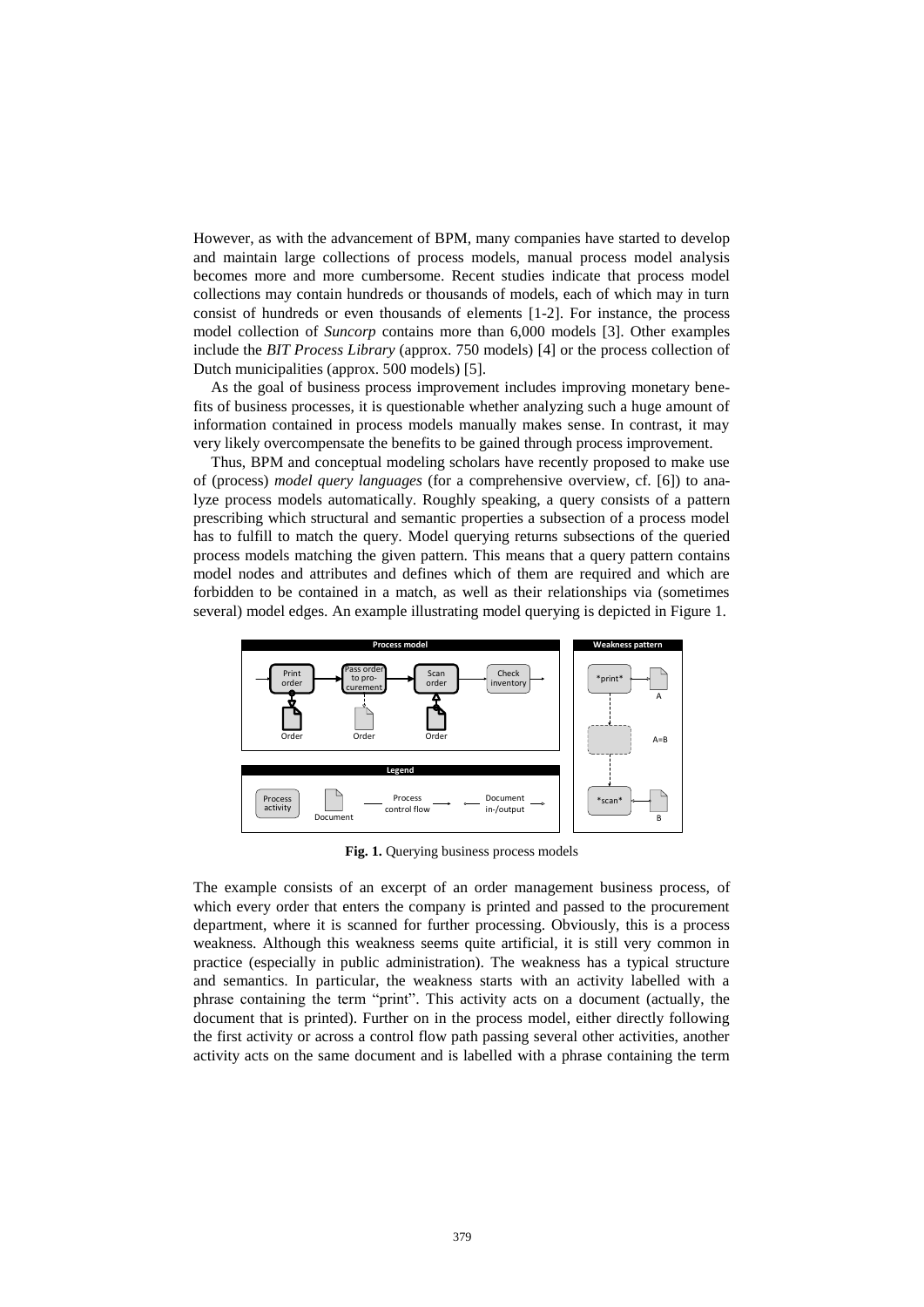However, as with the advancement of BPM, many companies have started to develop and maintain large collections of process models, manual process model analysis becomes more and more cumbersome. Recent studies indicate that process model collections may contain hundreds or thousands of models, each of which may in turn consist of hundreds or even thousands of elements [1-2]. For instance, the process model collection of *Suncorp* contains more than 6,000 models [3]. Other examples include the *BIT Process Library* (approx. 750 models) [4] or the process collection of Dutch municipalities (approx. 500 models) [5].

As the goal of business process improvement includes improving monetary benefits of business processes, it is questionable whether analyzing such a huge amount of information contained in process models manually makes sense. In contrast, it may very likely overcompensate the benefits to be gained through process improvement.

Thus, BPM and conceptual modeling scholars have recently proposed to make use of (process) *model query languages* (for a comprehensive overview, cf. [6]) to analyze process models automatically. Roughly speaking, a query consists of a pattern prescribing which structural and semantic properties a subsection of a process model has to fulfill to match the query. Model querying returns subsections of the queried process models matching the given pattern. This means that a query pattern contains model nodes and attributes and defines which of them are required and which are forbidden to be contained in a match, as well as their relationships via (sometimes several) model edges. An example illustrating model querying is depicted in Figure 1.

**Fig. 1.** Querying business process models

The example consists of an excerpt of an order management business process, of which every order that enters the company is printed and passed to the procurement department, where it is scanned for further processing. Obviously, this is a process weakness. Although this weakness seems quite artificial, it is still very common in practice (especially in public administration). The weakness has a typical structure and semantics. In particular, the weakness starts with an activity labelled with a phrase containing the term "print". This activity acts on a document (actually, the document that is printed). Further on in the process model, either directly following the first activity or across a control flow path passing several other activities, another activity acts on the same document and is labelled with a phrase containing the term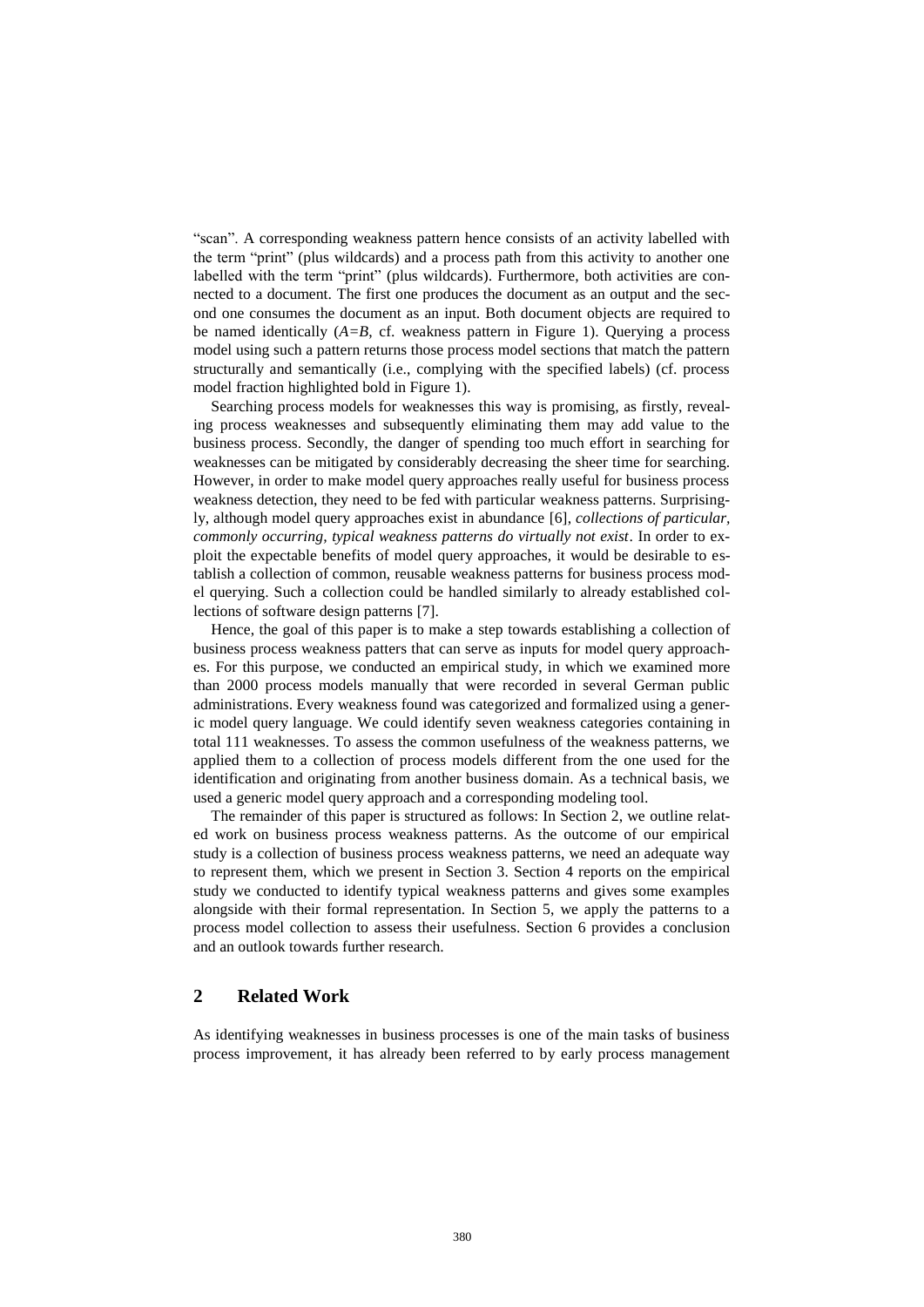“scan”. A corresponding weakness pattern hence consists of an activity labelled with the term “print” (plus wildcards) and a process path from this activity to another one labelled with the term “print” (plus wildcards). Furthermore, both activities are connected to a document. The first one produces the document as an output and the second one consumes the document as an input. Both document objects are required to be named identically (*A=B*, cf. weakness pattern in Figure 1). Querying a process model using such a pattern returns those process model sections that match the pattern structurally and semantically (i.e., complying with the specified labels) (cf. process model fraction highlighted bold in Figure 1).

Searching process models for weaknesses this way is promising, as firstly, revealing process weaknesses and subsequently eliminating them may add value to the business process. Secondly, the danger of spending too much effort in searching for weaknesses can be mitigated by considerably decreasing the sheer time for searching. However, in order to make model query approaches really useful for business process weakness detection, they need to be fed with particular weakness patterns. Surprisingly, although model query approaches exist in abundance [6], *collections of particular, commonly occurring, typical weakness patterns do virtually not exist*. In order to exploit the expectable benefits of model query approaches, it would be desirable to establish a collection of common, reusable weakness patterns for business process model querying. Such a collection could be handled similarly to already established collections of software design patterns [7].

Hence, the goal of this paper is to make a step towards establishing a collection of business process weakness patters that can serve as inputs for model query approaches. For this purpose, we conducted an empirical study, in which we examined more than 2000 process models manually that were recorded in several German public administrations. Every weakness found was categorized and formalized using a generic model query language. We could identify seven weakness categories containing in total 111 weaknesses. To assess the common usefulness of the weakness patterns, we applied them to a collection of process models different from the one used for the identification and originating from another business domain. As a technical basis, we used a generic model query approach and a corresponding modeling tool.

The remainder of this paper is structured as follows: In Section 2, we outline related work on business process weakness patterns. As the outcome of our empirical study is a collection of business process weakness patterns, we need an adequate way to represent them, which we present in Section 3. Section 4 reports on the empirical study we conducted to identify typical weakness patterns and gives some examples alongside with their formal representation. In Section 5, we apply the patterns to a process model collection to assess their usefulness. Section 6 provides a conclusion and an outlook towards further research.

## 2 Related Work

As identifying weaknesses in business processes is one of the main tasks of business process improvement, it has already been referred to by early process management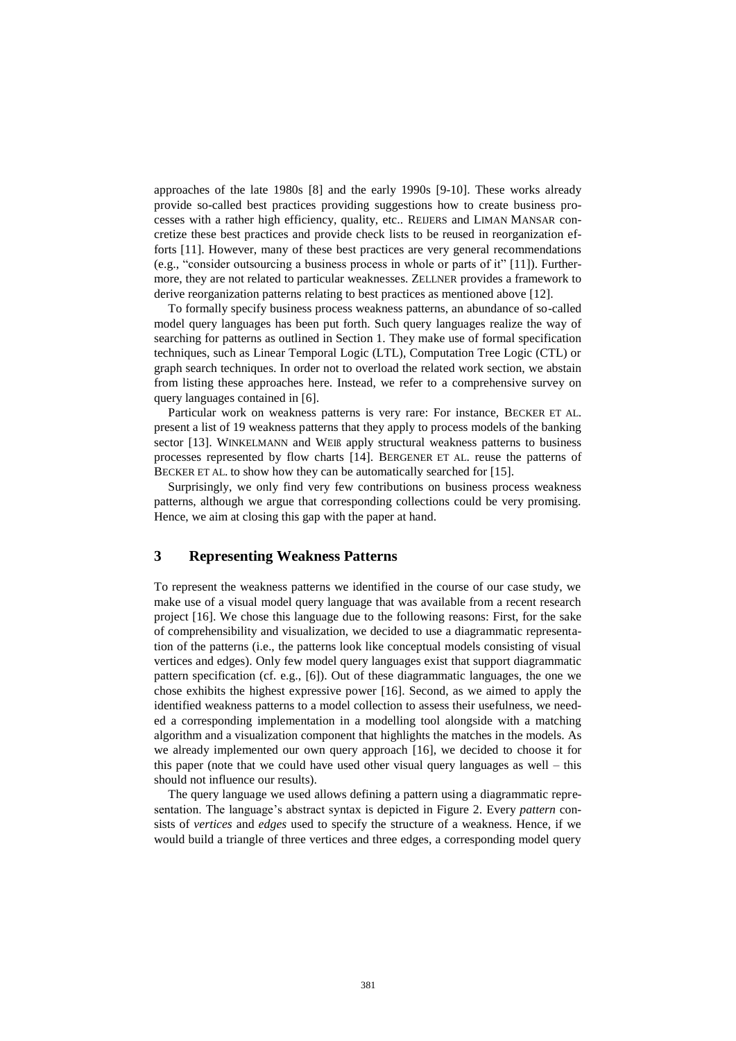approaches of the late 1980s [8] and the early 1990s [9-10]. These works already provide so-called best practices providing suggestions how to create business processes with a rather high efficiency, quality, etc.. REIJERS and LIMAN MANSAR concretize these best practices and provide check lists to be reused in reorganization efforts [11]. However, many of these best practices are very general recommendations (e.g., "consider outsourcing a business process in whole or parts of it" [11]). Furthermore, they are not related to particular weaknesses. ZELLNER provides a framework to derive reorganization patterns relating to best practices as mentioned above [12].

To formally specify business process weakness patterns, an abundance of so-called model query languages has been put forth. Such query languages realize the way of searching for patterns as outlined in Section 1. They make use of formal specification techniques, such as Linear Temporal Logic (LTL), Computation Tree Logic (CTL) or graph search techniques. In order not to overload the related work section, we abstain from listing these approaches here. Instead, we refer to a comprehensive survey on query languages contained in [6].

Particular work on weakness patterns is very rare: For instance, BECKER ET AL. present a list of 19 weakness patterns that they apply to process models of the banking sector [13]. WINKELMANN and WEIß apply structural weakness patterns to business processes represented by flow charts [14]. BERGENER ET AL. reuse the patterns of BECKER ET AL. to show how they can be automatically searched for [15].

Surprisingly, we only find very few contributions on business process weakness patterns, although we argue that corresponding collections could be very promising. Hence, we aim at closing this gap with the paper at hand.

## 3 Representing Weakness Patterns

To represent the weakness patterns we identified in the course of our case study, we make use of a visual model query language that was available from a recent research project [16]. We chose this language due to the following reasons: First, for the sake of comprehensibility and visualization, we decided to use a diagrammatic representation of the patterns (i.e., the patterns look like conceptual models consisting of visual vertices and edges). Only few model query languages exist that support diagrammatic pattern specification (cf. e.g., [6]). Out of these diagrammatic languages, the one we chose exhibits the highest expressive power [16]. Second, as we aimed to apply the identified weakness patterns to a model collection to assess their usefulness, we needed a corresponding implementation in a modelling tool alongside with a matching algorithm and a visualization component that highlights the matches in the models. As we already implemented our own query approach [16], we decided to choose it for this paper (note that we could have used other visual query languages as well – this should not influence our results).

The query language we used allows defining a pattern using a diagrammatic representation. The language's abstract syntax is depicted in Figure 2. Every *pattern* consists of *vertices* and *edges* used to specify the structure of a weakness. Hence, if we would build a triangle of three vertices and three edges, a corresponding model query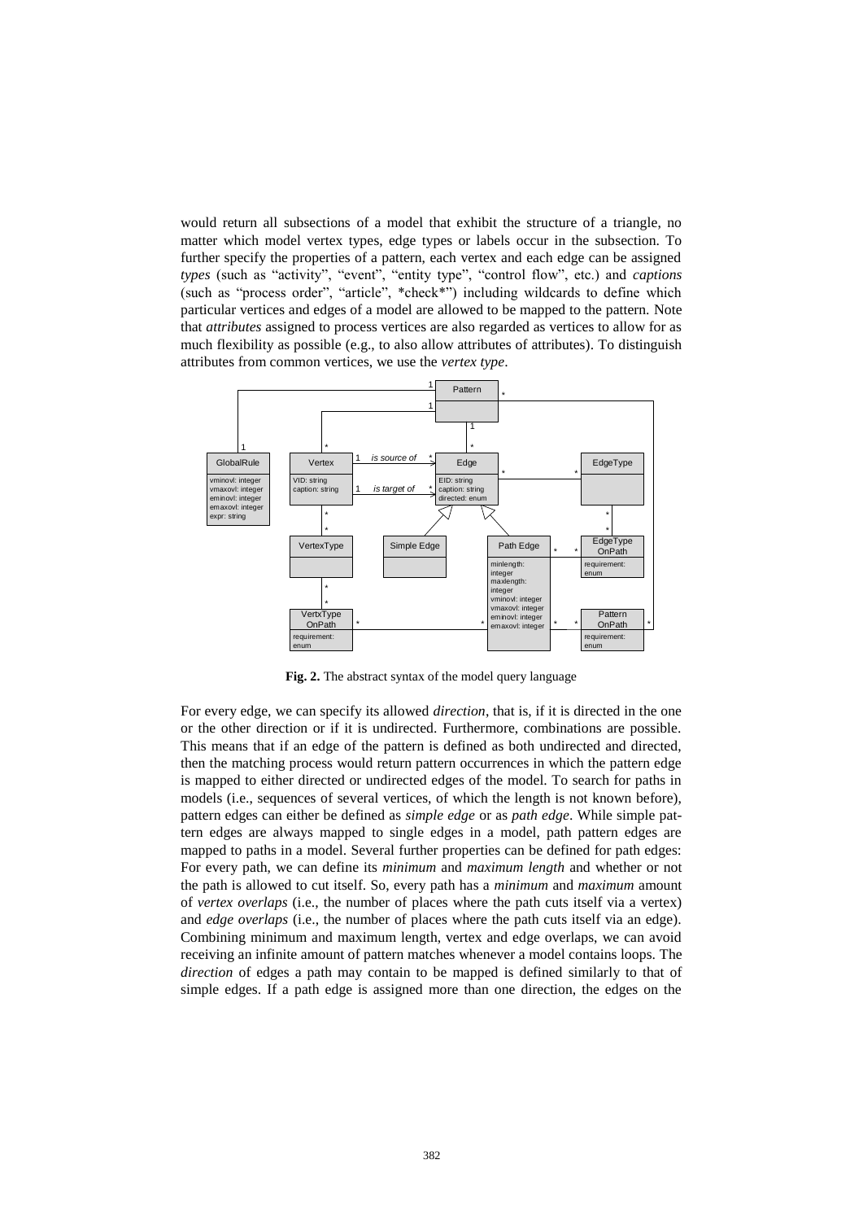would return all subsections of a model that exhibit the structure of a triangle, no matter which model vertex types, edge types or labels occur in the subsection. To further specify the properties of a pattern, each vertex and each edge can be assigned *types* (such as "activity", "event", "entity type", "control flow", etc.) and *captions* (such as "process order", "article", *check*") including wildcards to define which particular vertices and edges of a model are allowed to be mapped to the pattern. Note that *attributes* assigned to process vertices are also regarded as vertices to allow for as much flexibility as possible (e.g., to also allow attributes of attributes). To distinguish attributes from common vertices, we use the *vertex type*.

**Fig. 2.** The abstract syntax of the model query language

For every edge, we can specify its allowed *direction*, that is, if it is directed in the one or the other direction or if it is undirected. Furthermore, combinations are possible. This means that if an edge of the pattern is defined as both undirected and directed, then the matching process would return pattern occurrences in which the pattern edge is mapped to either directed or undirected edges of the model. To search for paths in models (i.e., sequences of several vertices, of which the length is not known before), pattern edges can either be defined as *simple edge* or as *path edge*. While simple pattern edges are always mapped to single edges in a model, path pattern edges are mapped to paths in a model. Several further properties can be defined for path edges: For every path, we can define its *minimum* and *maximum length* and whether or not the path is allowed to cut itself. So, every path has a *minimum* and *maximum* amount of *vertex overlaps* (i.e., the number of places where the path cuts itself via a vertex) and *edge overlaps* (i.e., the number of places where the path cuts itself via an edge). Combining minimum and maximum length, vertex and edge overlaps, we can avoid receiving an infinite amount of pattern matches whenever a model contains loops. The *direction* of edges a path may contain to be mapped is defined similarly to that of simple edges. If a path edge is assigned more than one direction, the edges on the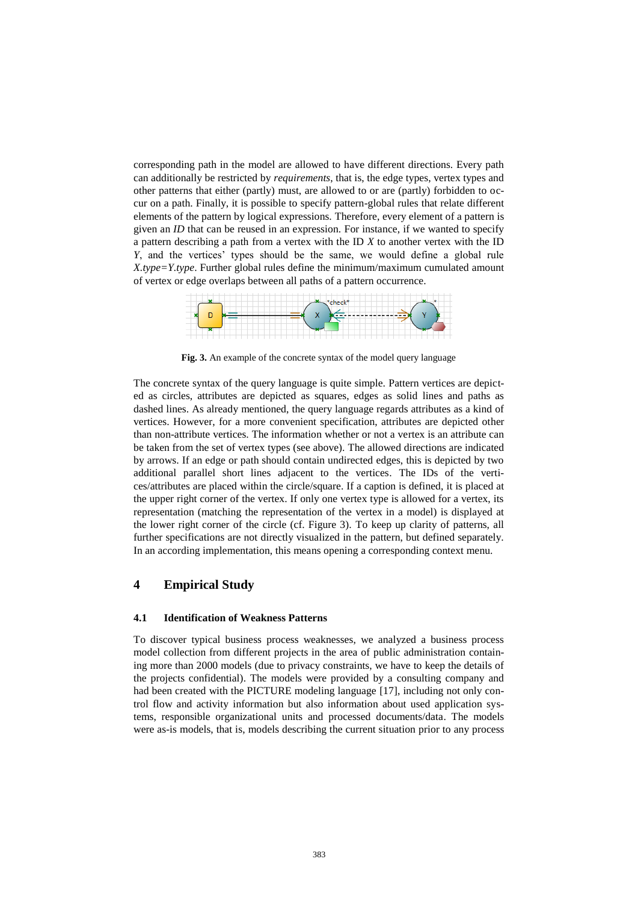corresponding path in the model are allowed to have different directions. Every path can additionally be restricted by *requirements*, that is, the edge types, vertex types and other patterns that either (partly) must, are allowed to or are (partly) forbidden to occur on a path. Finally, it is possible to specify pattern-global rules that relate different elements of the pattern by logical expressions. Therefore, every element of a pattern is given an *ID* that can be reused in an expression. For instance, if we wanted to specify a pattern describing a path from a vertex with the ID *X* to another vertex with the ID *Y*, and the vertices' types should be the same, we would define a global rule *X.type=Y.type*. Further global rules define the minimum/maximum cumulated amount of vertex or edge overlaps between all paths of a pattern occurrence.

**Fig. 3.** An example of the concrete syntax of the model query language

The concrete syntax of the query language is quite simple. Pattern vertices are depicted as circles, attributes are depicted as squares, edges as solid lines and paths as dashed lines. As already mentioned, the query language regards attributes as a kind of vertices. However, for a more convenient specification, attributes are depicted other than non-attribute vertices. The information whether or not a vertex is an attribute can be taken from the set of vertex types (see above). The allowed directions are indicated by arrows. If an edge or path should contain undirected edges, this is depicted by two additional parallel short lines adjacent to the vertices. The IDs of the vertices/attributes are placed within the circle/square. If a caption is defined, it is placed at the upper right corner of the vertex. If only one vertex type is allowed for a vertex, its representation (matching the representation of the vertex in a model) is displayed at the lower right corner of the circle (cf. Figure 3). To keep up clarity of patterns, all further specifications are not directly visualized in the pattern, but defined separately. In an according implementation, this means opening a corresponding context menu.

## 4 Empirical Study

### 4.1 Identification of Weakness Patterns

To discover typical business process weaknesses, we analyzed a business process model collection from different projects in the area of public administration containing more than 2000 models (due to privacy constraints, we have to keep the details of the projects confidential). The models were provided by a consulting company and had been created with the PICTURE modeling language [17], including not only control flow and activity information but also information about used application systems, responsible organizational units and processed documents/data. The models were as-is models, that is, models describing the current situation prior to any process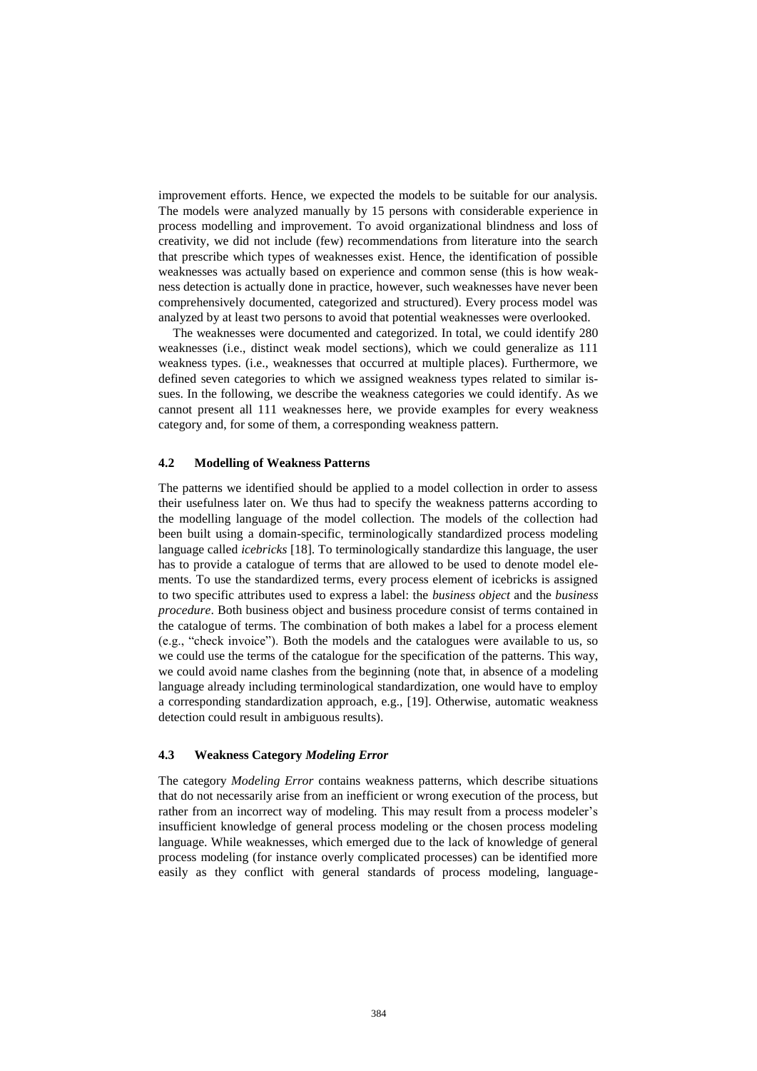improvement efforts. Hence, we expected the models to be suitable for our analysis. The models were analyzed manually by 15 persons with considerable experience in process modelling and improvement. To avoid organizational blindness and loss of creativity, we did not include (few) recommendations from literature into the search that prescribe which types of weaknesses exist. Hence, the identification of possible weaknesses was actually based on experience and common sense (this is how weakness detection is actually done in practice, however, such weaknesses have never been comprehensively documented, categorized and structured). Every process model was analyzed by at least two persons to avoid that potential weaknesses were overlooked.

The weaknesses were documented and categorized. In total, we could identify 280 weaknesses (i.e., distinct weak model sections), which we could generalize as 111 weakness types. (i.e., weaknesses that occurred at multiple places). Furthermore, we defined seven categories to which we assigned weakness types related to similar issues. In the following, we describe the weakness categories we could identify. As we cannot present all 111 weaknesses here, we provide examples for every weakness category and, for some of them, a corresponding weakness pattern.

### 4.2 Modelling of Weakness Patterns

The patterns we identified should be applied to a model collection in order to assess their usefulness later on. We thus had to specify the weakness patterns according to the modelling language of the model collection. The models of the collection had been built using a domain-specific, terminologically standardized process modeling language called *icebricks* [18]. To terminologically standardize this language, the user has to provide a catalogue of terms that are allowed to be used to denote model elements. To use the standardized terms, every process element of icebricks is assigned to two specific attributes used to express a label: the *business object* and the *business procedure*. Both business object and business procedure consist of terms contained in the catalogue of terms. The combination of both makes a label for a process element (e.g., "check invoice"). Both the models and the catalogues were available to us, so we could use the terms of the catalogue for the specification of the patterns. This way, we could avoid name clashes from the beginning (note that, in absence of a modeling language already including terminological standardization, one would have to employ a corresponding standardization approach, e.g., [19]. Otherwise, automatic weakness detection could result in ambiguous results).

### 4.3 Weakness Category *Modeling Error*

The category *Modeling Error* contains weakness patterns, which describe situations that do not necessarily arise from an inefficient or wrong execution of the process, but rather from an incorrect way of modeling. This may result from a process modeler's insufficient knowledge of general process modeling or the chosen process modeling language. While weaknesses, which emerged due to the lack of knowledge of general process modeling (for instance overly complicated processes) can be identified more easily as they conflict with general standards of process modeling, language-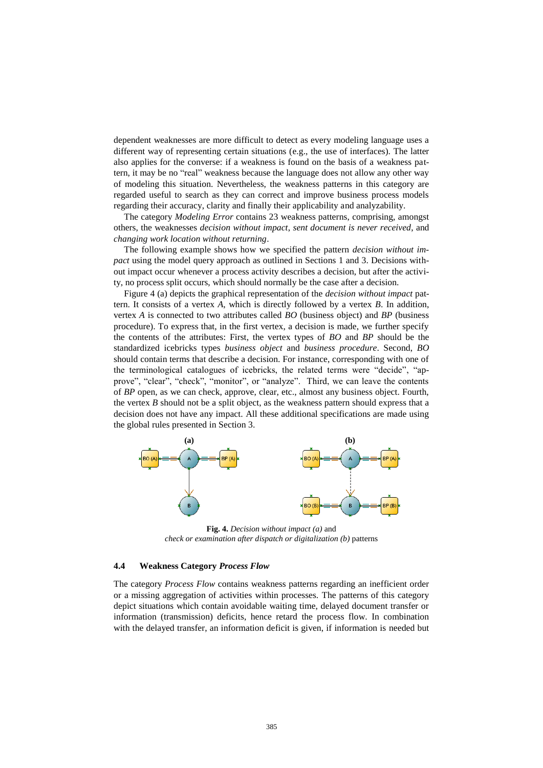dependent weaknesses are more difficult to detect as every modeling language uses a different way of representing certain situations (e.g., the use of interfaces). The latter also applies for the converse: if a weakness is found on the basis of a weakness pattern, it may be no "real" weakness because the language does not allow any other way of modeling this situation. Nevertheless, the weakness patterns in this category are regarded useful to search as they can correct and improve business process models regarding their accuracy, clarity and finally their applicability and analyzability.

The category *Modeling Error* contains 23 weakness patterns, comprising, amongst others, the weaknesses *decision without impact*, *sent document is never received*, and *changing work location without returning*.

The following example shows how we specified the pattern *decision without impact* using the model query approach as outlined in Sections 1 and 3. Decisions without impact occur whenever a process activity describes a decision, but after the activity, no process split occurs, which should normally be the case after a decision.

Figure 4 (a) depicts the graphical representation of the *decision without impact* pattern. It consists of a vertex *A*, which is directly followed by a vertex *B*. In addition, vertex *A* is connected to two attributes called *BO* (business object) and *BP* (business procedure). To express that, in the first vertex, a decision is made, we further specify the contents of the attributes: First, the vertex types of *BO* and *BP* should be the standardized icebricks types *business object* and *business procedure*. Second, *BO* should contain terms that describe a decision. For instance, corresponding with one of the terminological catalogues of icebricks, the related terms were "decide", "approve", "clear", "check", "monitor", or "analyze". Third, we can leave the contents of *BP* open, as we can check, approve, clear, etc., almost any business object. Fourth, the vertex *B* should not be a split object, as the weakness pattern should express that a decision does not have any impact. All these additional specifications are made using the global rules presented in Section 3.

**Fig. 4.** *Decision without impact (a)* and *check or examination after dispatch or digitalization (b)* patterns

### 4.4 Weakness Category *Process Flow*

The category *Process Flow* contains weakness patterns regarding an inefficient order or a missing aggregation of activities within processes. The patterns of this category depict situations which contain avoidable waiting time, delayed document transfer or information (transmission) deficits, hence retard the process flow. In combination with the delayed transfer, an information deficit is given, if information is needed but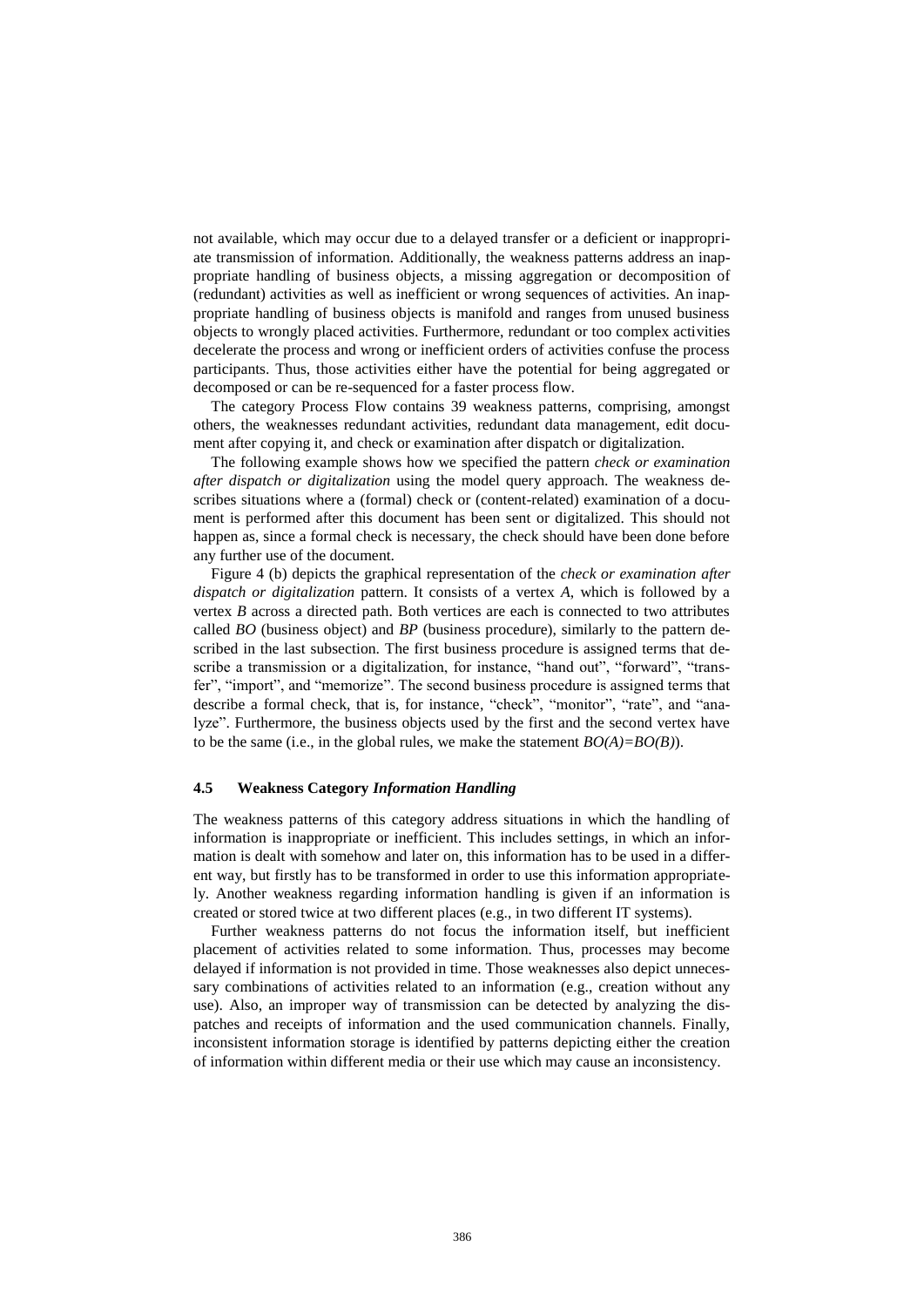not available, which may occur due to a delayed transfer or a deficient or inappropriate transmission of information. Additionally, the weakness patterns address an inappropriate handling of business objects, a missing aggregation or decomposition of (redundant) activities as well as inefficient or wrong sequences of activities. An inappropriate handling of business objects is manifold and ranges from unused business objects to wrongly placed activities. Furthermore, redundant or too complex activities decelerate the process and wrong or inefficient orders of activities confuse the process participants. Thus, those activities either have the potential for being aggregated or decomposed or can be re-sequenced for a faster process flow.

The category Process Flow contains 39 weakness patterns, comprising, amongst others, the weaknesses redundant activities, redundant data management, edit document after copying it, and check or examination after dispatch or digitalization.

The following example shows how we specified the pattern *check or examination after dispatch or digitalization* using the model query approach. The weakness describes situations where a (formal) check or (content-related) examination of a document is performed after this document has been sent or digitalized. This should not happen as, since a formal check is necessary, the check should have been done before any further use of the document.

Figure 4 (b) depicts the graphical representation of the *check or examination after dispatch or digitalization* pattern. It consists of a vertex *A*, which is followed by a vertex *B* across a directed path. Both vertices are each is connected to two attributes called *BO* (business object) and *BP* (business procedure), similarly to the pattern described in the last subsection. The first business procedure is assigned terms that describe a transmission or a digitalization, for instance, "hand out", "forward", "transfer", "import", and "memorize". The second business procedure is assigned terms that describe a formal check, that is, for instance, "check", "monitor", "rate", and "analyze". Furthermore, the business objects used by the first and the second vertex have to be the same (i.e., in the global rules, we make the statement $BO(A)=BO(B)$).

### 4.5 Weakness Category *Information Handling*

The weakness patterns of this category address situations in which the handling of information is inappropriate or inefficient. This includes settings, in which an information is dealt with somehow and later on, this information has to be used in a different way, but firstly has to be transformed in order to use this information appropriately. Another weakness regarding information handling is given if an information is created or stored twice at two different places (e.g., in two different IT systems).

Further weakness patterns do not focus the information itself, but inefficient placement of activities related to some information. Thus, processes may become delayed if information is not provided in time. Those weaknesses also depict unnecessary combinations of activities related to an information (e.g., creation without any use). Also, an improper way of transmission can be detected by analyzing the dispatches and receipts of information and the used communication channels. Finally, inconsistent information storage is identified by patterns depicting either the creation of information within different media or their use which may cause an inconsistency.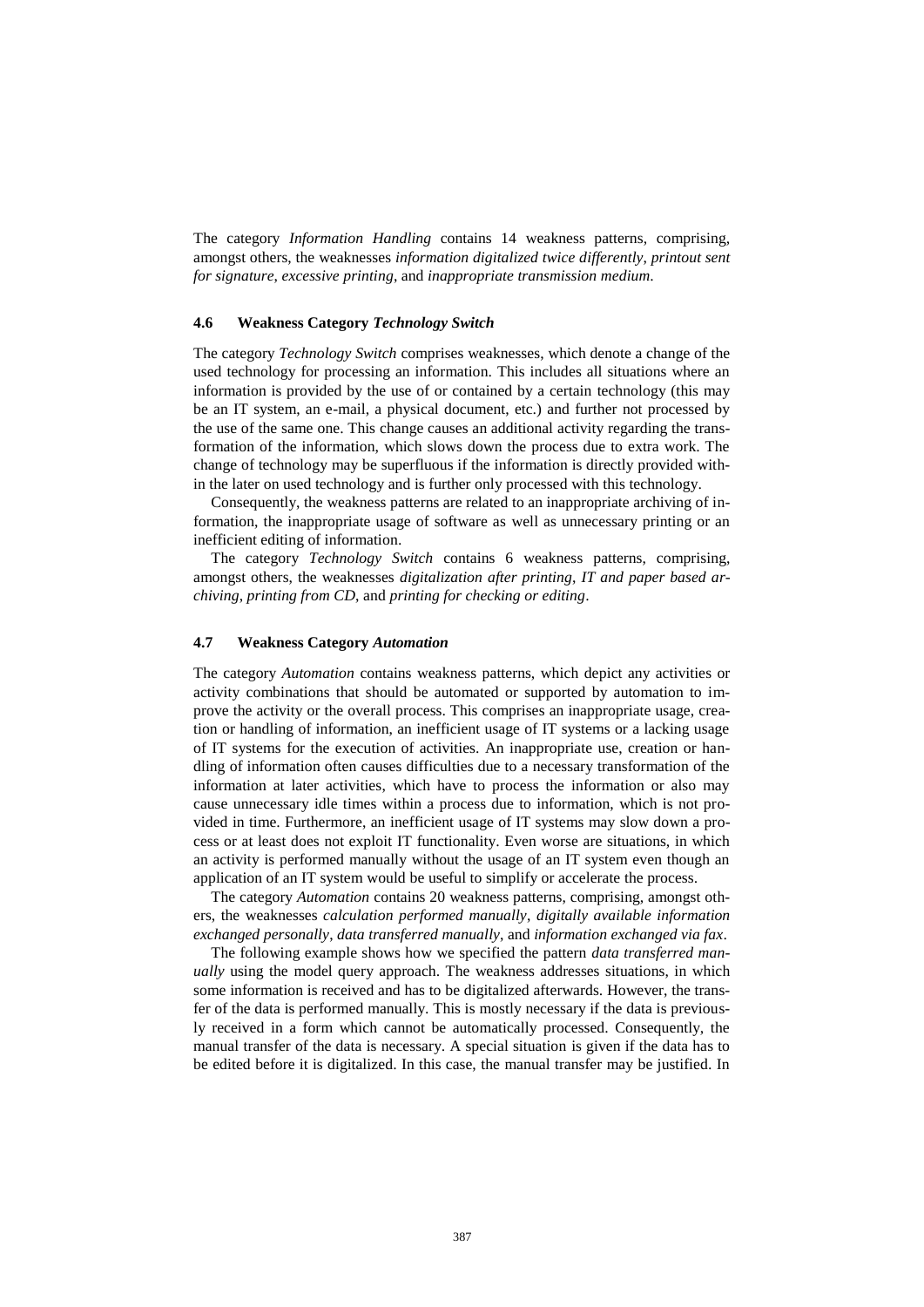The category *Information Handling* contains 14 weakness patterns, comprising, amongst others, the weaknesses *information digitalized twice differently*, *printout sent for signature*, *excessive printing*, and *inappropriate transmission medium*.

### 4.6 Weakness Category *Technology Switch*

The category *Technology Switch* comprises weaknesses, which denote a change of the used technology for processing an information. This includes all situations where an information is provided by the use of or contained by a certain technology (this may be an IT system, an e-mail, a physical document, etc.) and further not processed by the use of the same one. This change causes an additional activity regarding the transformation of the information, which slows down the process due to extra work. The change of technology may be superfluous if the information is directly provided within the later on used technology and is further only processed with this technology.

Consequently, the weakness patterns are related to an inappropriate archiving of information, the inappropriate usage of software as well as unnecessary printing or an inefficient editing of information.

The category *Technology Switch* contains 6 weakness patterns, comprising, amongst others, the weaknesses *digitalization after printing*, *IT and paper based archiving*, *printing from CD*, and *printing for checking or editing*.

### 4.7 Weakness Category *Automation*

The category *Automation* contains weakness patterns, which depict any activities or activity combinations that should be automated or supported by automation to improve the activity or the overall process. This comprises an inappropriate usage, creation or handling of information, an inefficient usage of IT systems or a lacking usage of IT systems for the execution of activities. An inappropriate use, creation or handling of information often causes difficulties due to a necessary transformation of the information at later activities, which have to process the information or also may cause unnecessary idle times within a process due to information, which is not provided in time. Furthermore, an inefficient usage of IT systems may slow down a process or at least does not exploit IT functionality. Even worse are situations, in which an activity is performed manually without the usage of an IT system even though an application of an IT system would be useful to simplify or accelerate the process.

The category *Automation* contains 20 weakness patterns, comprising, amongst others, the weaknesses *calculation performed manually*, *digitally available information exchanged personally*, *data transferred manually*, and *information exchanged via fax*.

The following example shows how we specified the pattern *data transferred manually* using the model query approach. The weakness addresses situations, in which some information is received and has to be digitalized afterwards. However, the transfer of the data is performed manually. This is mostly necessary if the data is previously received in a form which cannot be automatically processed. Consequently, the manual transfer of the data is necessary. A special situation is given if the data has to be edited before it is digitalized. In this case, the manual transfer may be justified. In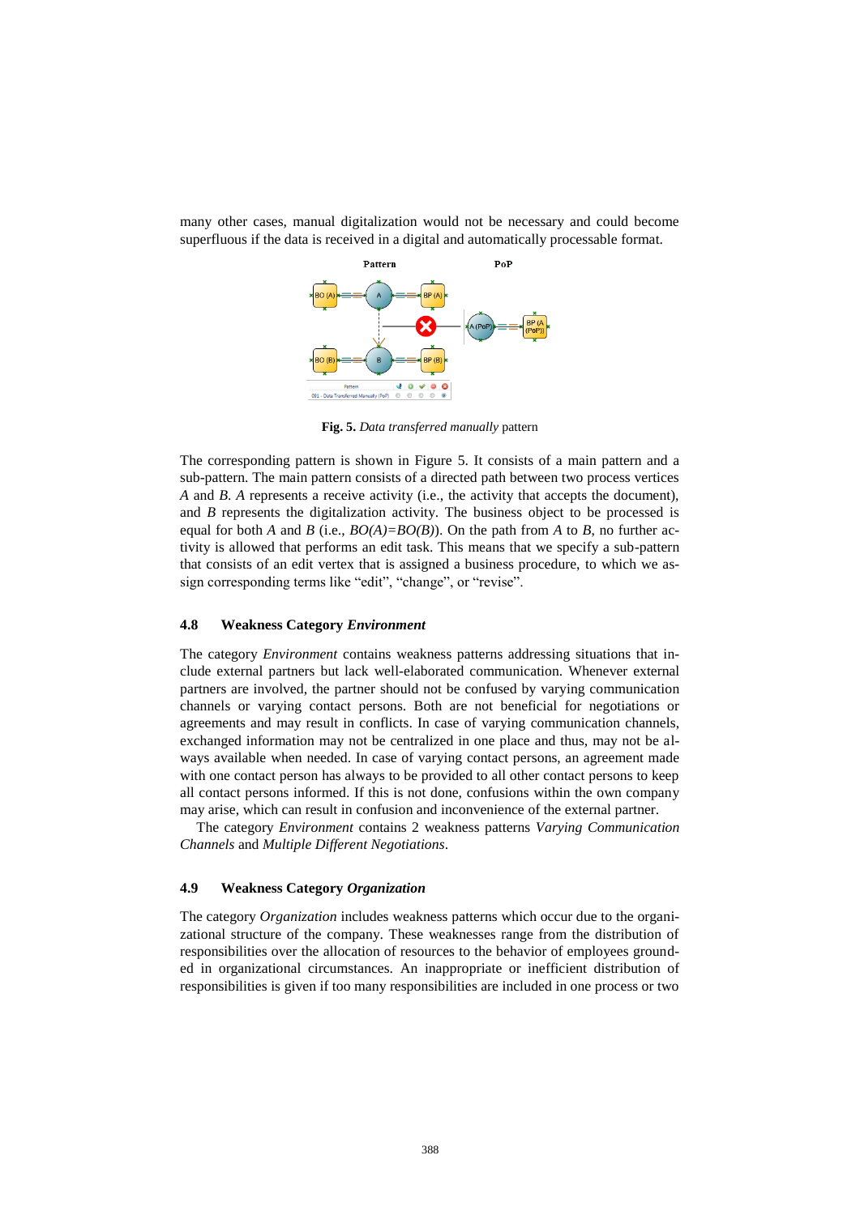many other cases, manual digitalization would not be necessary and could become superfluous if the data is received in a digital and automatically processable format.

**Fig. 5.** *Data transferred manually* pattern

The corresponding pattern is shown in Figure 5. It consists of a main pattern and a sub-pattern. The main pattern consists of a directed path between two process vertices *A* and *B*. *A* represents a receive activity (i.e., the activity that accepts the document), and *B* represents the digitalization activity. The business object to be processed is equal for both *A* and *B* (i.e., *BO(A)=BO(B)*). On the path from *A* to *B*, no further activity is allowed that performs an edit task. This means that we specify a sub-pattern that consists of an edit vertex that is assigned a business procedure, to which we assign corresponding terms like "edit", "change", or "revise".

### 4.8 Weakness Category *Environment*

The category *Environment* contains weakness patterns addressing situations that include external partners but lack well-elaborated communication. Whenever external partners are involved, the partner should not be confused by varying communication channels or varying contact persons. Both are not beneficial for negotiations or agreements and may result in conflicts. In case of varying communication channels, exchanged information may not be centralized in one place and thus, may not be always available when needed. In case of varying contact persons, an agreement made with one contact person has always to be provided to all other contact persons to keep all contact persons informed. If this is not done, confusions within the own company may arise, which can result in confusion and inconvenience of the external partner.

The category *Environment* contains 2 weakness patterns *Varying Communication Channels* and *Multiple Different Negotiations*.

### 4.9 Weakness Category *Organization*

The category *Organization* includes weakness patterns which occur due to the organizational structure of the company. These weaknesses range from the distribution of responsibilities over the allocation of resources to the behavior of employees grounded in organizational circumstances. An inappropriate or inefficient distribution of responsibilities is given if too many responsibilities are included in one process or two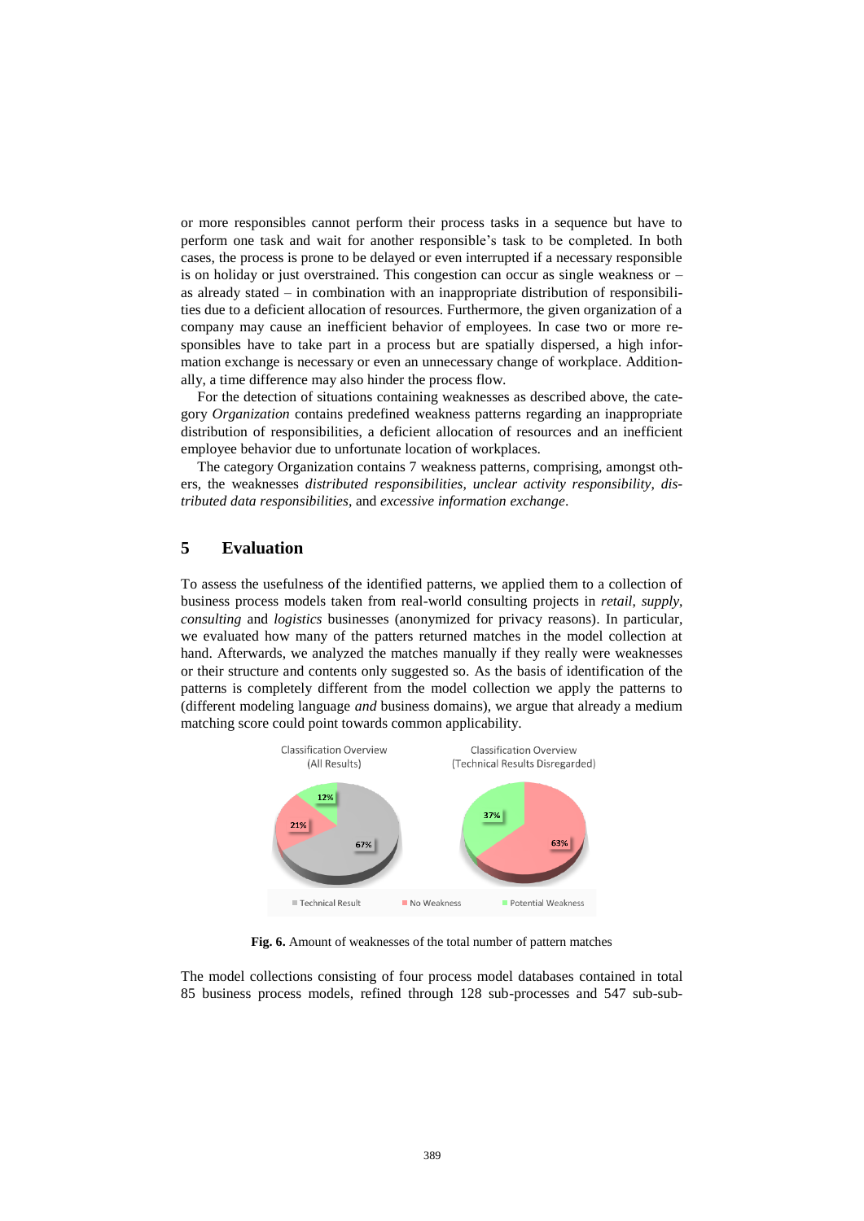or more responsibles cannot perform their process tasks in a sequence but have to perform one task and wait for another responsible's task to be completed. In both cases, the process is prone to be delayed or even interrupted if a necessary responsible is on holiday or just overstrained. This congestion can occur as single weakness or – as already stated – in combination with an inappropriate distribution of responsibilities due to a deficient allocation of resources. Furthermore, the given organization of a company may cause an inefficient behavior of employees. In case two or more responsibles have to take part in a process but are spatially dispersed, a high information exchange is necessary or even an unnecessary change of workplace. Additionally, a time difference may also hinder the process flow.

For the detection of situations containing weaknesses as described above, the category *Organization* contains predefined weakness patterns regarding an inappropriate distribution of responsibilities, a deficient allocation of resources and an inefficient employee behavior due to unfortunate location of workplaces.

The category Organization contains 7 weakness patterns, comprising, amongst others, the weaknesses *distributed responsibilities*, *unclear activity responsibility*, *distributed data responsibilities*, and *excessive information exchange*.

## 5 Evaluation

To assess the usefulness of the identified patterns, we applied them to a collection of business process models taken from real-world consulting projects in *retail, supply*, *consulting* and *logistics* businesses (anonymized for privacy reasons). In particular, we evaluated how many of the patters returned matches in the model collection at hand. Afterwards, we analyzed the matches manually if they really were weaknesses or their structure and contents only suggested so. As the basis of identification of the patterns is completely different from the model collection we apply the patterns to (different modeling language *and* business domains), we argue that already a medium matching score could point towards common applicability.

**Fig. 6.** Amount of weaknesses of the total number of pattern matches

The model collections consisting of four process model databases contained in total 85 business process models, refined through 128 sub-processes and 547 sub-sub-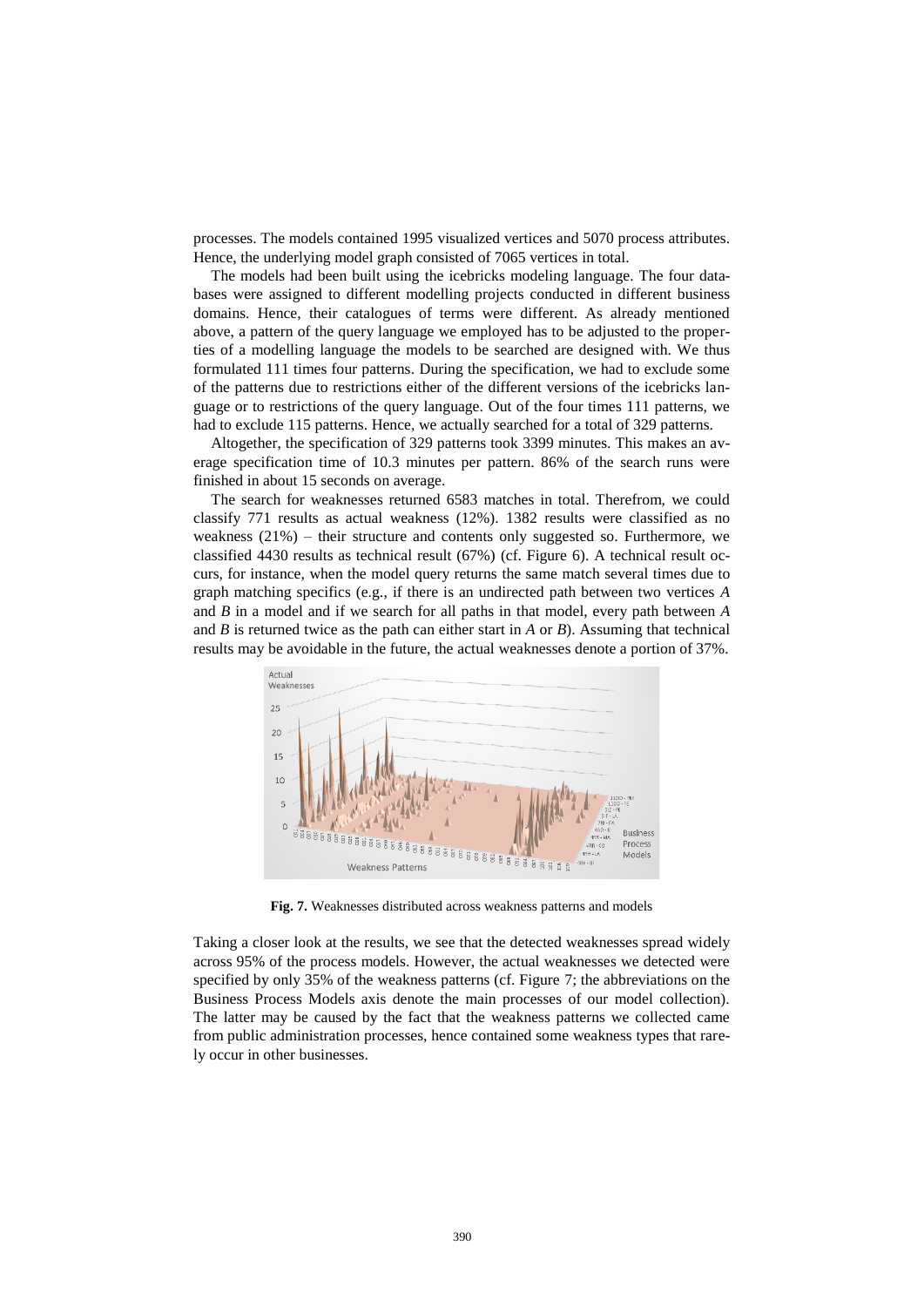processes. The models contained 1995 visualized vertices and 5070 process attributes. Hence, the underlying model graph consisted of 7065 vertices in total.

The models had been built using the icebricks modeling language. The four databases were assigned to different modelling projects conducted in different business domains. Hence, their catalogues of terms were different. As already mentioned above, a pattern of the query language we employed has to be adjusted to the properties of a modelling language the models to be searched are designed with. We thus formulated 111 times four patterns. During the specification, we had to exclude some of the patterns due to restrictions either of the different versions of the icebricks language or to restrictions of the query language. Out of the four times 111 patterns, we had to exclude 115 patterns. Hence, we actually searched for a total of 329 patterns.

Altogether, the specification of 329 patterns took 3399 minutes. This makes an average specification time of 10.3 minutes per pattern. 86% of the search runs were finished in about 15 seconds on average.

The search for weaknesses returned 6583 matches in total. Therefrom, we could classify 771 results as actual weakness (12%). 1382 results were classified as no weakness (21%) – their structure and contents only suggested so. Furthermore, we classified 4430 results as technical result (67%) (cf. Figure 6). A technical result occurs, for instance, when the model query returns the same match several times due to graph matching specifics (e.g., if there is an undirected path between two vertices *A* and *B* in a model and if we search for all paths in that model, every path between *A* and *B* is returned twice as the path can either start in *A* or *B*). Assuming that technical results may be avoidable in the future, the actual weaknesses denote a portion of 37%.

**Fig. 7.** Weaknesses distributed across weakness patterns and models

Taking a closer look at the results, we see that the detected weaknesses spread widely across 95% of the process models. However, the actual weaknesses we detected were specified by only 35% of the weakness patterns (cf. Figure 7; the abbreviations on the Business Process Models axis denote the main processes of our model collection). The latter may be caused by the fact that the weakness patterns we collected came from public administration processes, hence contained some weakness types that rarely occur in other businesses.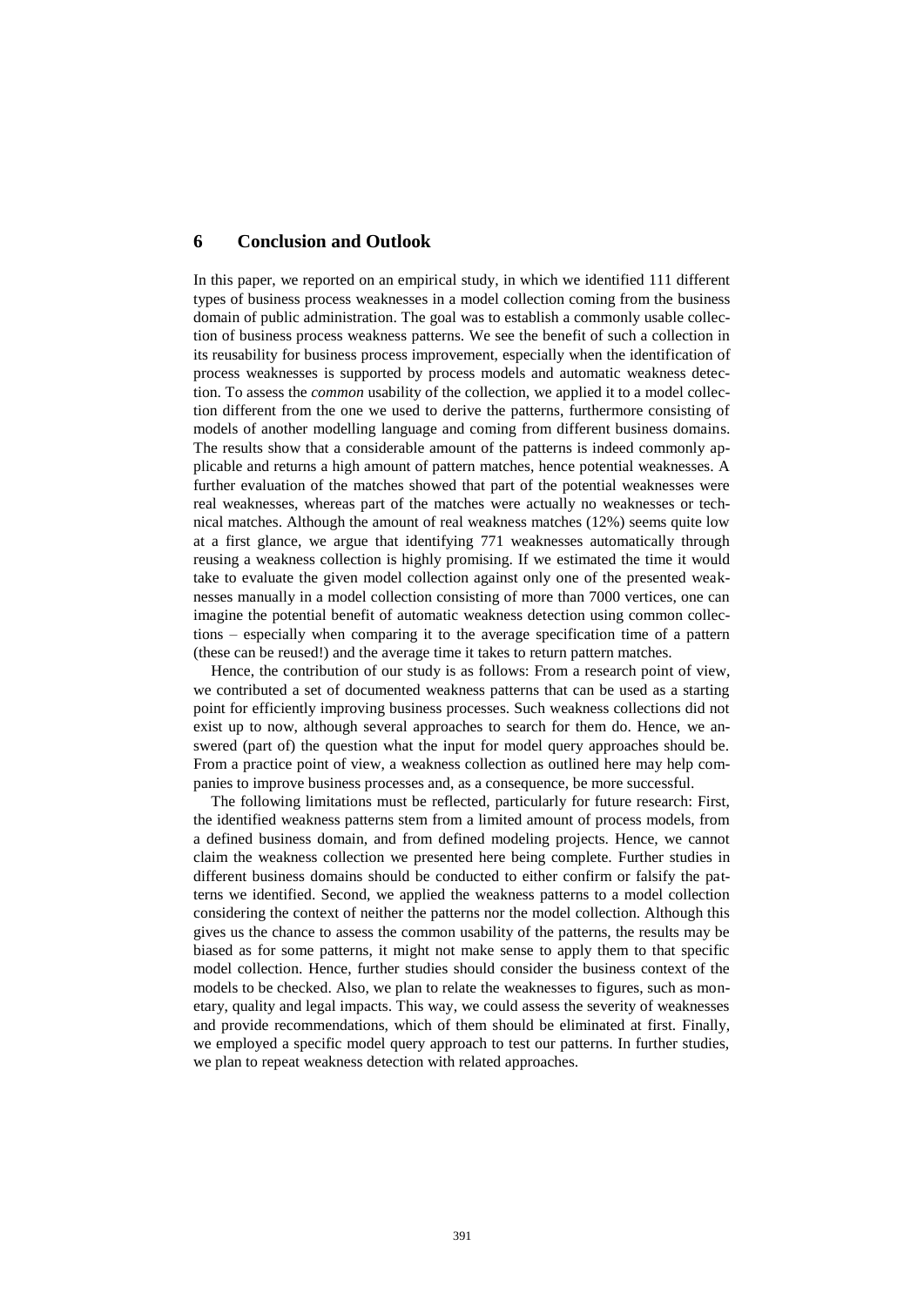## 6 Conclusion and Outlook

In this paper, we reported on an empirical study, in which we identified 111 different types of business process weaknesses in a model collection coming from the business domain of public administration. The goal was to establish a commonly usable collection of business process weakness patterns. We see the benefit of such a collection in its reusability for business process improvement, especially when the identification of process weaknesses is supported by process models and automatic weakness detection. To assess the *common* usability of the collection, we applied it to a model collection different from the one we used to derive the patterns, furthermore consisting of models of another modelling language and coming from different business domains. The results show that a considerable amount of the patterns is indeed commonly applicable and returns a high amount of pattern matches, hence potential weaknesses. A further evaluation of the matches showed that part of the potential weaknesses were real weaknesses, whereas part of the matches were actually no weaknesses or technical matches. Although the amount of real weakness matches (12%) seems quite low at a first glance, we argue that identifying 771 weaknesses automatically through reusing a weakness collection is highly promising. If we estimated the time it would take to evaluate the given model collection against only one of the presented weaknesses manually in a model collection consisting of more than 7000 vertices, one can imagine the potential benefit of automatic weakness detection using common collections – especially when comparing it to the average specification time of a pattern (these can be reused!) and the average time it takes to return pattern matches.

Hence, the contribution of our study is as follows: From a research point of view, we contributed a set of documented weakness patterns that can be used as a starting point for efficiently improving business processes. Such weakness collections did not exist up to now, although several approaches to search for them do. Hence, we answered (part of) the question what the input for model query approaches should be. From a practice point of view, a weakness collection as outlined here may help companies to improve business processes and, as a consequence, be more successful.

The following limitations must be reflected, particularly for future research: First, the identified weakness patterns stem from a limited amount of process models, from a defined business domain, and from defined modeling projects. Hence, we cannot claim the weakness collection we presented here being complete. Further studies in different business domains should be conducted to either confirm or falsify the patterns we identified. Second, we applied the weakness patterns to a model collection considering the context of neither the patterns nor the model collection. Although this gives us the chance to assess the common usability of the patterns, the results may be biased as for some patterns, it might not make sense to apply them to that specific model collection. Hence, further studies should consider the business context of the models to be checked. Also, we plan to relate the weaknesses to figures, such as monetary, quality and legal impacts. This way, we could assess the severity of weaknesses and provide recommendations, which of them should be eliminated at first. Finally, we employed a specific model query approach to test our patterns. In further studies, we plan to repeat weakness detection with related approaches.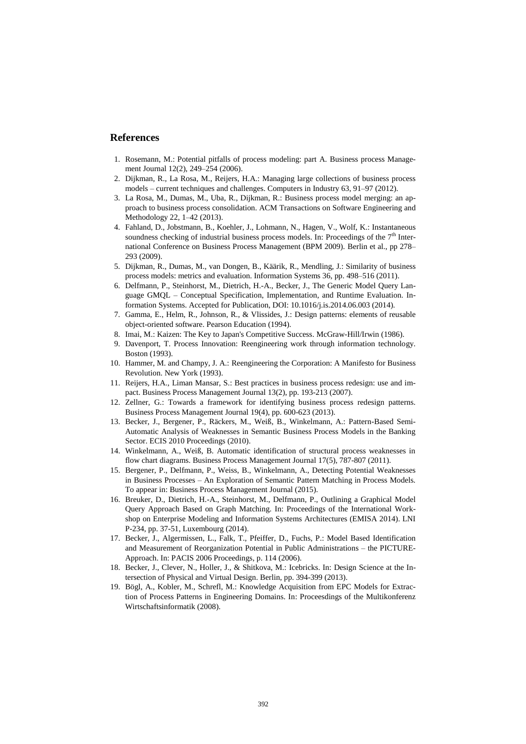## References

1. Rosemann, M.: Potential pitfalls of process modeling: part A. Business process Management Journal 12(2), 249–254 (2006).
2. Dijkman, R., La Rosa, M., Reijers, H.A.: Managing large collections of business process models – current techniques and challenges. Computers in Industry 63, 91–97 (2012).
3. La Rosa, M., Dumas, M., Uba, R., Dijkman, R.: Business process model merging: an approach to business process consolidation. ACM Transactions on Software Engineering and Methodology 22, 1–42 (2013).
4. Fahland, D., Jobstmann, B., Koehler, J., Lohmann, N., Hagen, V., Wolf, K.: Instantaneous soundness checking of industrial business process models. In: Proceedings of the 7th International Conference on Business Process Management (BPM 2009). Berlin et al., pp 278–293 (2009).
5. Dijkman, R., Dumas, M., van Dongen, B., Käärik, R., Mendling, J.: Similarity of business process models: metrics and evaluation. Information Systems 36, pp. 498–516 (2011).
6. Delfmann, P., Steinhorst, M., Dietrich, H.-A., Becker, J., The Generic Model Query Language GMQL – Conceptual Specification, Implementation, and Runtime Evaluation. Information Systems. Accepted for Publication, DOI: 10.1016/j.is.2014.06.003 (2014).
7. Gamma, E., Helm, R., Johnson, R., & Vlissides, J.: Design patterns: elements of reusable object-oriented software. Pearson Education (1994).
8. Imai, M.: Kaizen: The Key to Japan's Competitive Success. McGraw-Hill/Irwin (1986).
9. Davenport, T. Process Innovation: Reengineering work through information technology. Boston (1993).
10. Hammer, M. and Champy, J. A.: Reengineering the Corporation: A Manifesto for Business Revolution. New York (1993).
11. Reijers, H.A., Liman Mansar, S.: Best practices in business process redesign: use and impact. Business Process Management Journal 13(2), pp. 193-213 (2007).
12. Zellner, G.: Towards a framework for identifying business process redesign patterns. Business Process Management Journal 19(4), pp. 600-623 (2013).
13. Becker, J., Bergener, P., Räckers, M., Weiß, B., Winkelmann, A.: Pattern-Based Semi-Automatic Analysis of Weaknesses in Semantic Business Process Models in the Banking Sector. ECIS 2010 Proceedings (2010).
14. Winkelmann, A., Weiß, B. Automatic identification of structural process weaknesses in flow chart diagrams. Business Process Management Journal 17(5), 787-807 (2011).
15. Bergener, P., Delfmann, P., Weiss, B., Winkelmann, A., Detecting Potential Weaknesses in Business Processes – An Exploration of Semantic Pattern Matching in Process Models. To appear in: Business Process Management Journal (2015).
16. Breuker, D., Dietrich, H.-A., Steinhorst, M., Delfmann, P., Outlining a Graphical Model Query Approach Based on Graph Matching. In: Proceedings of the International Workshop on Enterprise Modeling and Information Systems Architectures (EMISA 2014). LNI P-234, pp. 37-51, Luxembourg (2014).
17. Becker, J., Algermissen, L., Falk, T., Pfeiffer, D., Fuchs, P.: Model Based Identification and Measurement of Reorganization Potential in Public Administrations – the PICTURE-Approach. In: PACIS 2006 Proceedings, p. 114 (2006).
18. Becker, J., Clever, N., Holler, J., & Shitkova, M.: Icebricks. In: Design Science at the Intersection of Physical and Virtual Design. Berlin, pp. 394-399 (2013).
19. Bögl, A., Kobler, M., Schrefl, M.: Knowledge Acquisition from EPC Models for Extraction of Process Patterns in Engineering Domains. In: Proceesdings of the Multikonferenz Wirtschaftsinformatik (2008).